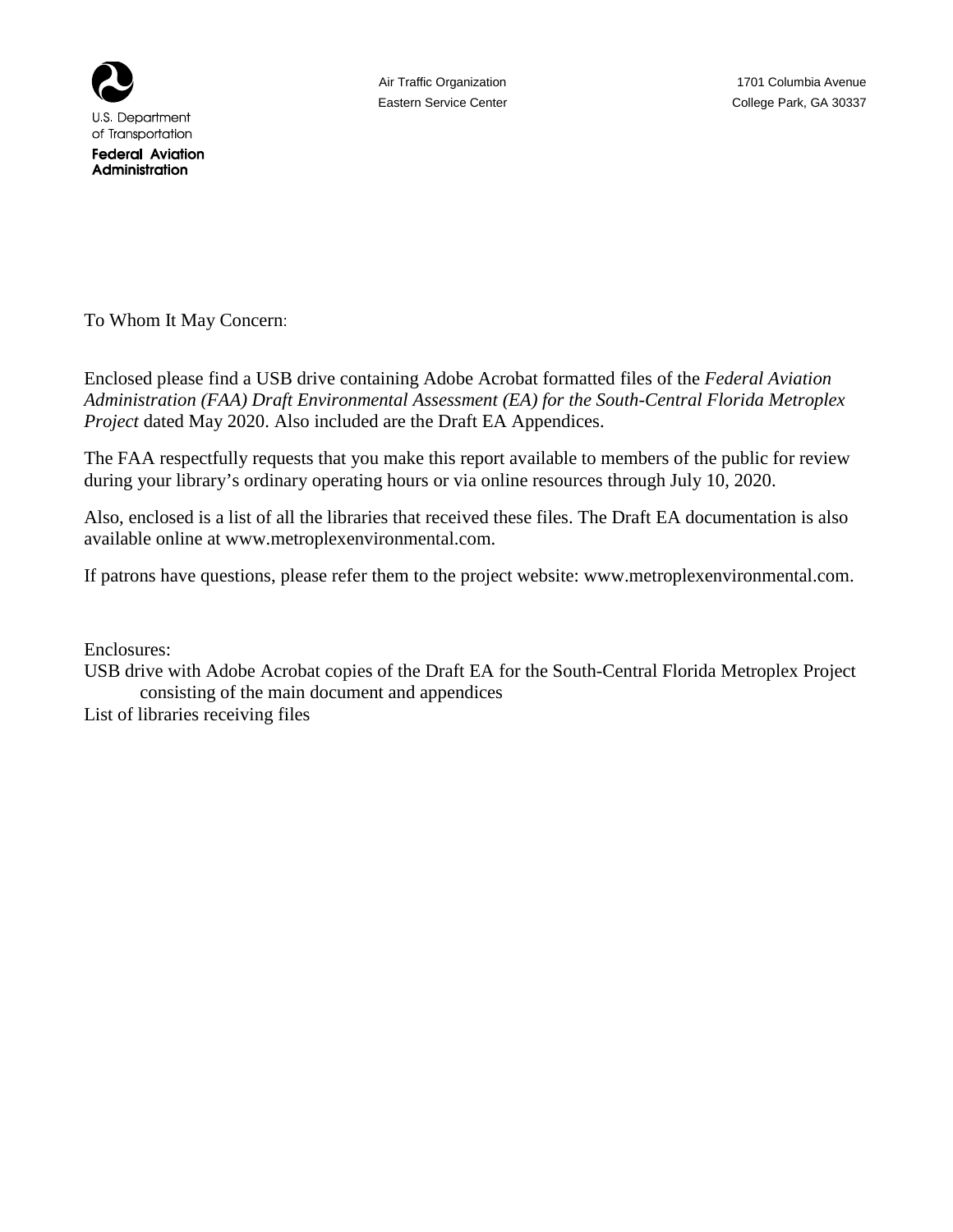U.S. Department
of Transportation

**Federal Aviation Administration**

Air Traffic Organization
Eastern Service Center

1701 Columbia Avenue
College Park, GA 30337

To Whom It May Concern:

Enclosed please find a USB drive containing Adobe Acrobat formatted files of the *Federal Aviation Administration (FAA) Draft Environmental Assessment (EA) for the South-Central Florida Metroplex Project* dated May 2020. Also included are the Draft EA Appendices.

The FAA respectfully requests that you make this report available to members of the public for review during your library's ordinary operating hours or via online resources through July 10, 2020.

Also, enclosed is a list of all the libraries that received these files. The Draft EA documentation is also available online at www.metroplexenvironmental.com.

If patrons have questions, please refer them to the project website: www.metroplexenvironmental.com.

Enclosures:
USB drive with Adobe Acrobat copies of the Draft EA for the South-Central Florida Metroplex Project consisting of the main document and appendices
List of libraries receiving files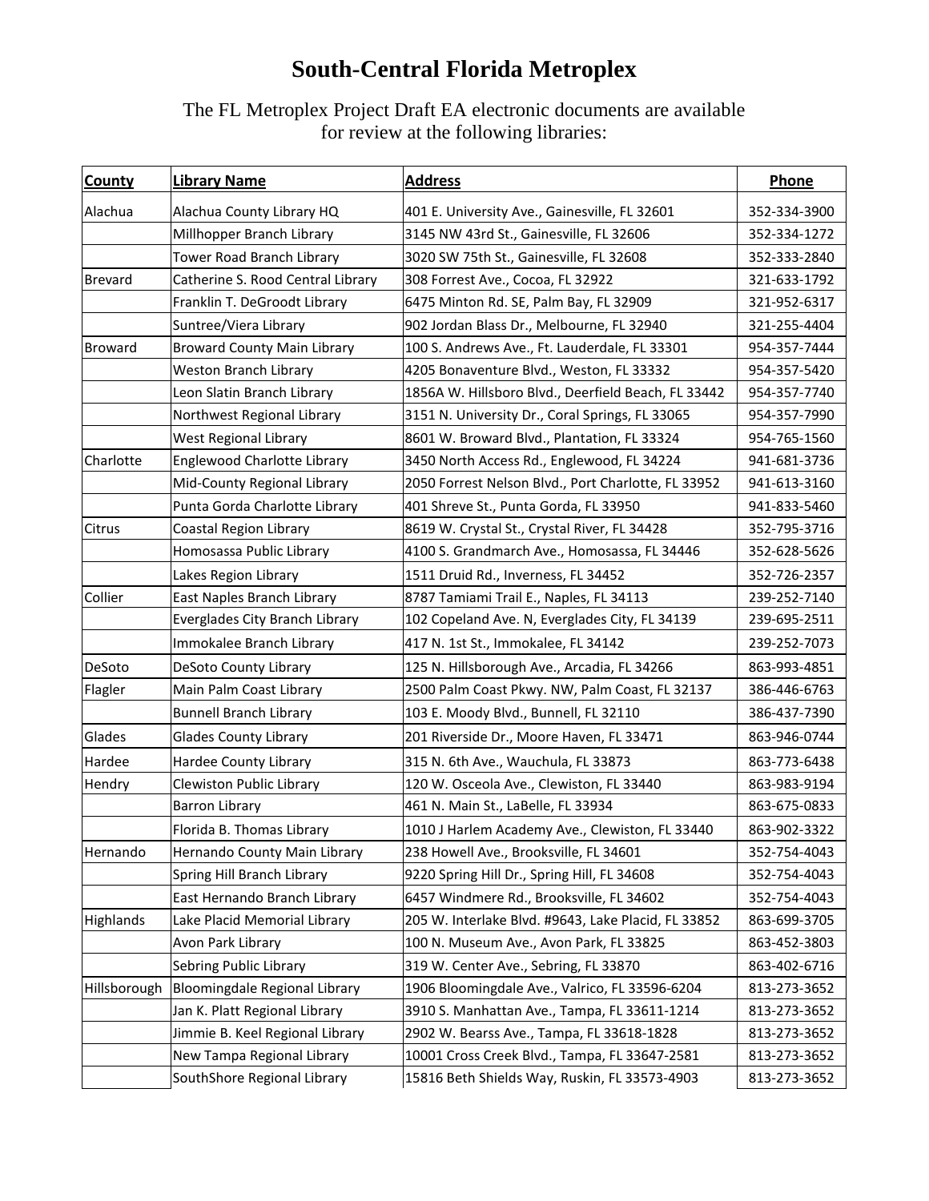# South-Central Florida Metroplex

The FL Metroplex Project Draft EA electronic documents are available for review at the following libraries:

| County | Library Name | Address | Phone |
|---|---|---|---|
| Alachua | Alachua County Library HQ | 401 E. University Ave., Gainesville, FL 32601 | 352-334-3900 |
| | Millhopper Branch Library | 3145 NW 43rd St., Gainesville, FL 32606 | 352-334-1272 |
| | Tower Road Branch Library | 3020 SW 75th St., Gainesville, FL 32608 | 352-333-2840 |
| Brevard | Catherine S. Rood Central Library | 308 Forrest Ave., Cocoa, FL 32922 | 321-633-1792 |
| | Franklin T. DeGroodt Library | 6475 Minton Rd. SE, Palm Bay, FL 32909 | 321-952-6317 |
| | Suntree/Viera Library | 902 Jordan Blass Dr., Melbourne, FL 32940 | 321-255-4404 |
| Broward | Broward County Main Library | 100 S. Andrews Ave., Ft. Lauderdale, FL 33301 | 954-357-7444 |
| | Weston Branch Library | 4205 Bonaventure Blvd., Weston, FL 33332 | 954-357-5420 |
| | Leon Slatin Branch Library | 1856A W. Hillsboro Blvd., Deerfield Beach, FL 33442 | 954-357-7740 |
| | Northwest Regional Library | 3151 N. University Dr., Coral Springs, FL 33065 | 954-357-7990 |
| | West Regional Library | 8601 W. Broward Blvd., Plantation, FL 33324 | 954-765-1560 |
| Charlotte | Englewood Charlotte Library | 3450 North Access Rd., Englewood, FL 34224 | 941-681-3736 |
| | Mid-County Regional Library | 2050 Forrest Nelson Blvd., Port Charlotte, FL 33952 | 941-613-3160 |
| | Punta Gorda Charlotte Library | 401 Shreve St., Punta Gorda, FL 33950 | 941-833-5460 |
| Citrus | Coastal Region Library | 8619 W. Crystal St., Crystal River, FL 34428 | 352-795-3716 |
| | Homosassa Public Library | 4100 S. Grandmarch Ave., Homosassa, FL 34446 | 352-628-5626 |
| | Lakes Region Library | 1511 Druid Rd., Inverness, FL 34452 | 352-726-2357 |
| Collier | East Naples Branch Library | 8787 Tamiami Trail E., Naples, FL 34113 | 239-252-7140 |
| | Everglades City Branch Library | 102 Copeland Ave. N, Everglades City, FL 34139 | 239-695-2511 |
| | Immokalee Branch Library | 417 N. 1st St., Immokalee, FL 34142 | 239-252-7073 |
| DeSoto | DeSoto County Library | 125 N. Hillsborough Ave., Arcadia, FL 34266 | 863-993-4851 |
| Flagler | Main Palm Coast Library | 2500 Palm Coast Pkwy. NW, Palm Coast, FL 32137 | 386-446-6763 |
| | Bunnell Branch Library | 103 E. Moody Blvd., Bunnell, FL 32110 | 386-437-7390 |
| Glades | Glades County Library | 201 Riverside Dr., Moore Haven, FL 33471 | 863-946-0744 |
| Hardee | Hardee County Library | 315 N. 6th Ave., Wauchula, FL 33873 | 863-773-6438 |
| Hendry | Clewiston Public Library | 120 W. Osceola Ave., Clewiston, FL 33440 | 863-983-9194 |
| | Barron Library | 461 N. Main St., LaBelle, FL 33934 | 863-675-0833 |
| | Florida B. Thomas Library | 1010 J Harlem Academy Ave., Clewiston, FL 33440 | 863-902-3322 |
| Hernando | Hernando County Main Library | 238 Howell Ave., Brooksville, FL 34601 | 352-754-4043 |
| | Spring Hill Branch Library | 9220 Spring Hill Dr., Spring Hill, FL 34608 | 352-754-4043 |
| | East Hernando Branch Library | 6457 Windmere Rd., Brooksville, FL 34602 | 352-754-4043 |
| Highlands | Lake Placid Memorial Library | 205 W. Interlake Blvd. #9643, Lake Placid, FL 33852 | 863-699-3705 |
| | Avon Park Library | 100 N. Museum Ave., Avon Park, FL 33825 | 863-452-3803 |
| | Sebring Public Library | 319 W. Center Ave., Sebring, FL 33870 | 863-402-6716 |
| Hillsborough | Bloomingdale Regional Library | 1906 Bloomingdale Ave., Valrico, FL 33596-6204 | 813-273-3652 |
| | Jan K. Platt Regional Library | 3910 S. Manhattan Ave., Tampa, FL 33611-1214 | 813-273-3652 |
| | Jimmie B. Keel Regional Library | 2902 W. Bearss Ave., Tampa, FL 33618-1828 | 813-273-3652 |
| | New Tampa Regional Library | 10001 Cross Creek Blvd., Tampa, FL 33647-2581 | 813-273-3652 |
| | SouthShore Regional Library | 15816 Beth Shields Way, Ruskin, FL 33573-4903 | 813-273-3652 |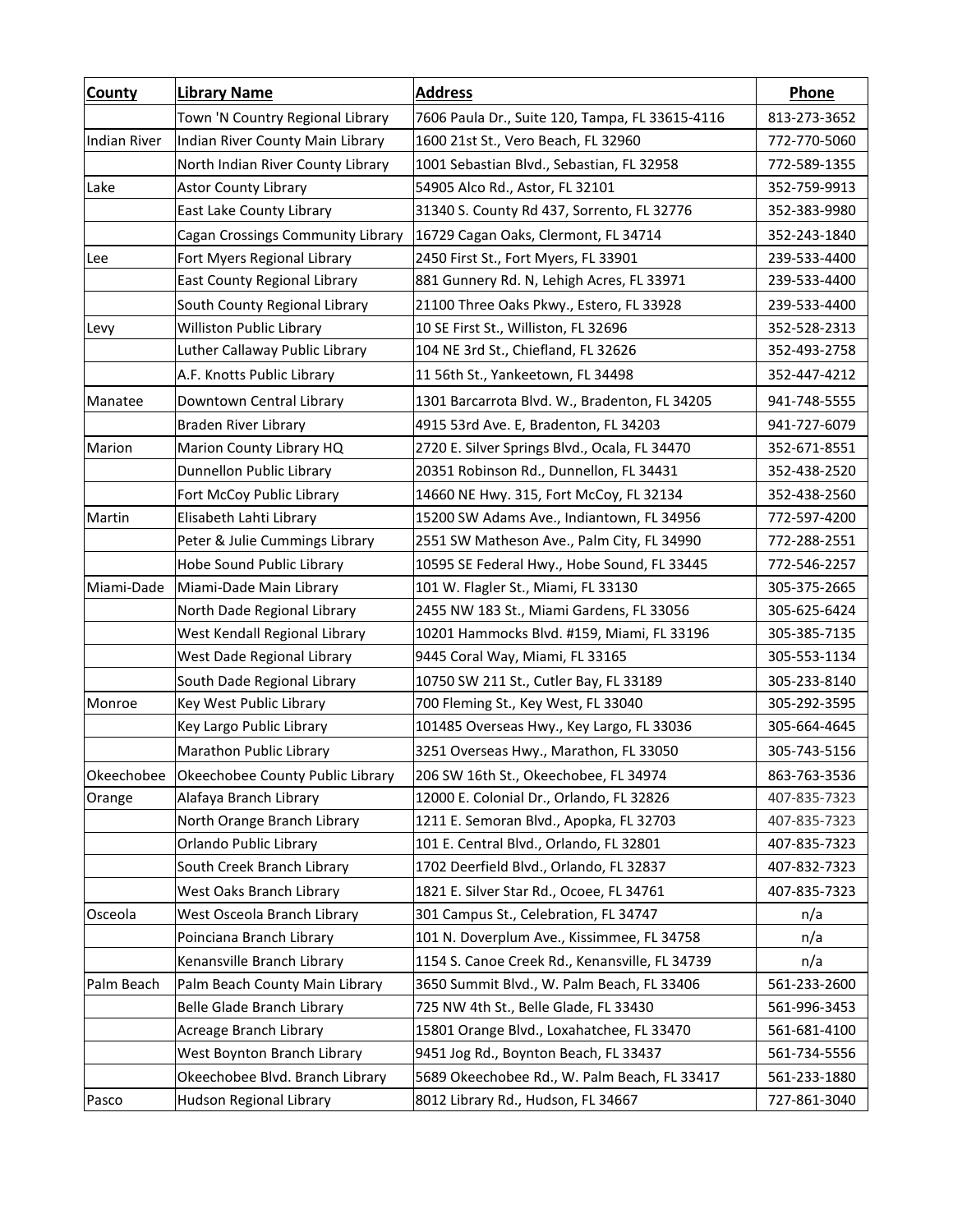| County | Library Name | Address | Phone |
|---|---|---|---|
| | Town 'N Country Regional Library | 7606 Paula Dr., Suite 120, Tampa, FL 33615-4116 | 813-273-3652 |
| Indian River | Indian River County Main Library | 1600 21st St., Vero Beach, FL 32960 | 772-770-5060 |
| | North Indian River County Library | 1001 Sebastian Blvd., Sebastian, FL 32958 | 772-589-1355 |
| Lake | Astor County Library | 54905 Alco Rd., Astor, FL 32101 | 352-759-9913 |
| | East Lake County Library | 31340 S. County Rd 437, Sorrento, FL 32776 | 352-383-9980 |
| | Cagan Crossings Community Library | 16729 Cagan Oaks, Clermont, FL 34714 | 352-243-1840 |
| Lee | Fort Myers Regional Library | 2450 First St., Fort Myers, FL 33901 | 239-533-4400 |
| | East County Regional Library | 881 Gunnery Rd. N, Lehigh Acres, FL 33971 | 239-533-4400 |
| | South County Regional Library | 21100 Three Oaks Pkwy., Estero, FL 33928 | 239-533-4400 |
| Levy | Williston Public Library | 10 SE First St., Williston, FL 32696 | 352-528-2313 |
| | Luther Callaway Public Library | 104 NE 3rd St., Chiefland, FL 32626 | 352-493-2758 |
| | A.F. Knotts Public Library | 11 56th St., Yankeetown, FL 34498 | 352-447-4212 |
| Manatee | Downtown Central Library | 1301 Barcarrota Blvd. W., Bradenton, FL 34205 | 941-748-5555 |
| | Braden River Library | 4915 53rd Ave. E, Bradenton, FL 34203 | 941-727-6079 |
| Marion | Marion County Library HQ | 2720 E. Silver Springs Blvd., Ocala, FL 34470 | 352-671-8551 |
| | Dunnellon Public Library | 20351 Robinson Rd., Dunnellon, FL 34431 | 352-438-2520 |
| | Fort McCoy Public Library | 14660 NE Hwy. 315, Fort McCoy, FL 32134 | 352-438-2560 |
| Martin | Elisabeth Lahti Library | 15200 SW Adams Ave., Indiantown, FL 34956 | 772-597-4200 |
| | Peter & Julie Cummings Library | 2551 SW Matheson Ave., Palm City, FL 34990 | 772-288-2551 |
| | Hobe Sound Public Library | 10595 SE Federal Hwy., Hobe Sound, FL 33445 | 772-546-2257 |
| Miami-Dade | Miami-Dade Main Library | 101 W. Flagler St., Miami, FL 33130 | 305-375-2665 |
| | North Dade Regional Library | 2455 NW 183 St., Miami Gardens, FL 33056 | 305-625-6424 |
| | West Kendall Regional Library | 10201 Hammocks Blvd. #159, Miami, FL 33196 | 305-385-7135 |
| | West Dade Regional Library | 9445 Coral Way, Miami, FL 33165 | 305-553-1134 |
| | South Dade Regional Library | 10750 SW 211 St., Cutler Bay, FL 33189 | 305-233-8140 |
| Monroe | Key West Public Library | 700 Fleming St., Key West, FL 33040 | 305-292-3595 |
| | Key Largo Public Library | 101485 Overseas Hwy., Key Largo, FL 33036 | 305-664-4645 |
| | Marathon Public Library | 3251 Overseas Hwy., Marathon, FL 33050 | 305-743-5156 |
| Okeechobee | Okeechobee County Public Library | 206 SW 16th St., Okeechobee, FL 34974 | 863-763-3536 |
| Orange | Alafaya Branch Library | 12000 E. Colonial Dr., Orlando, FL 32826 | 407-835-7323 |
| | North Orange Branch Library | 1211 E. Semoran Blvd., Apopka, FL 32703 | 407-835-7323 |
| | Orlando Public Library | 101 E. Central Blvd., Orlando, FL 32801 | 407-835-7323 |
| | South Creek Branch Library | 1702 Deerfield Blvd., Orlando, FL 32837 | 407-832-7323 |
| | West Oaks Branch Library | 1821 E. Silver Star Rd., Ocoee, FL 34761 | 407-835-7323 |
| Osceola | West Osceola Branch Library | 301 Campus St., Celebration, FL 34747 | n/a |
| | Poinciana Branch Library | 101 N. Doverplum Ave., Kissimmee, FL 34758 | n/a |
| | Kenansville Branch Library | 1154 S. Canoe Creek Rd., Kenansville, FL 34739 | n/a |
| Palm Beach | Palm Beach County Main Library | 3650 Summit Blvd., W. Palm Beach, FL 33406 | 561-233-2600 |
| | Belle Glade Branch Library | 725 NW 4th St., Belle Glade, FL 33430 | 561-996-3453 |
| | Acreage Branch Library | 15801 Orange Blvd., Loxahatchee, FL 33470 | 561-681-4100 |
| | West Boynton Branch Library | 9451 Jog Rd., Boynton Beach, FL 33437 | 561-734-5556 |
| | Okeechobee Blvd. Branch Library | 5689 Okeechobee Rd., W. Palm Beach, FL 33417 | 561-233-1880 |
| Pasco | Hudson Regional Library | 8012 Library Rd., Hudson, FL 34667 | 727-861-3040 |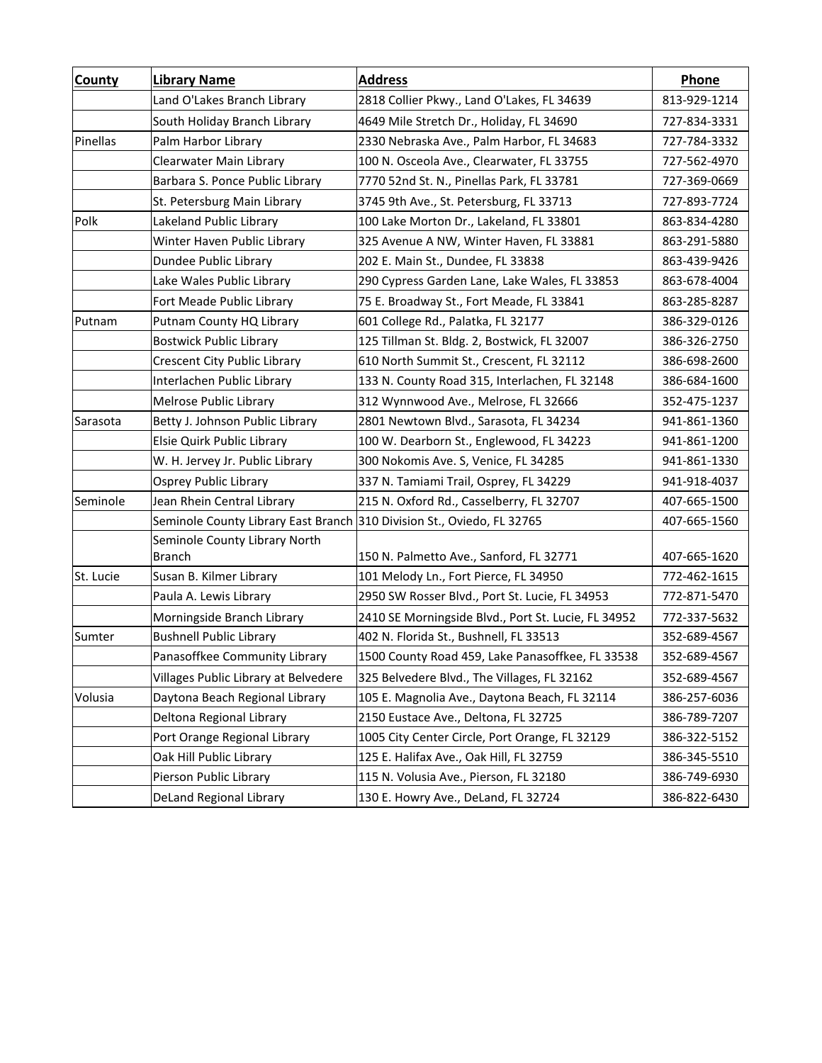| County | Library Name | Address | Phone |
|---|---|---|---|
| | Land O'Lakes Branch Library | 2818 Collier Pkwy., Land O'Lakes, FL 34639 | 813-929-1214 |
| | South Holiday Branch Library | 4649 Mile Stretch Dr., Holiday, FL 34690 | 727-834-3331 |
| Pinellas | Palm Harbor Library | 2330 Nebraska Ave., Palm Harbor, FL 34683 | 727-784-3332 |
| | Clearwater Main Library | 100 N. Osceola Ave., Clearwater, FL 33755 | 727-562-4970 |
| | Barbara S. Ponce Public Library | 7770 52nd St. N., Pinellas Park, FL 33781 | 727-369-0669 |
| | St. Petersburg Main Library | 3745 9th Ave., St. Petersburg, FL 33713 | 727-893-7724 |
| Polk | Lakeland Public Library | 100 Lake Morton Dr., Lakeland, FL 33801 | 863-834-4280 |
| | Winter Haven Public Library | 325 Avenue A NW, Winter Haven, FL 33881 | 863-291-5880 |
| | Dundee Public Library | 202 E. Main St., Dundee, FL 33838 | 863-439-9426 |
| | Lake Wales Public Library | 290 Cypress Garden Lane, Lake Wales, FL 33853 | 863-678-4004 |
| | Fort Meade Public Library | 75 E. Broadway St., Fort Meade, FL 33841 | 863-285-8287 |
| Putnam | Putnam County HQ Library | 601 College Rd., Palatka, FL 32177 | 386-329-0126 |
| | Bostwick Public Library | 125 Tillman St. Bldg. 2, Bostwick, FL 32007 | 386-326-2750 |
| | Crescent City Public Library | 610 North Summit St., Crescent, FL 32112 | 386-698-2600 |
| | Interlachen Public Library | 133 N. County Road 315, Interlachen, FL 32148 | 386-684-1600 |
| | Melrose Public Library | 312 Wynnwood Ave., Melrose, FL 32666 | 352-475-1237 |
| Sarasota | Betty J. Johnson Public Library | 2801 Newtown Blvd., Sarasota, FL 34234 | 941-861-1360 |
| | Elsie Quirk Public Library | 100 W. Dearborn St., Englewood, FL 34223 | 941-861-1200 |
| | W. H. Jervey Jr. Public Library | 300 Nokomis Ave. S, Venice, FL 34285 | 941-861-1330 |
| | Osprey Public Library | 337 N. Tamiami Trail, Osprey, FL 34229 | 941-918-4037 |
| Seminole | Jean Rhein Central Library | 215 N. Oxford Rd., Casselberry, FL 32707 | 407-665-1500 |
| | Seminole County Library East Branch | 310 Division St., Oviedo, FL 32765 | 407-665-1560 |
| | Seminole County Library North Branch | 150 N. Palmetto Ave., Sanford, FL 32771 | 407-665-1620 |
| St. Lucie | Susan B. Kilmer Library | 101 Melody Ln., Fort Pierce, FL 34950 | 772-462-1615 |
| | Paula A. Lewis Library | 2950 SW Rosser Blvd., Port St. Lucie, FL 34953 | 772-871-5470 |
| | Morningside Branch Library | 2410 SE Morningside Blvd., Port St. Lucie, FL 34952 | 772-337-5632 |
| Sumter | Bushnell Public Library | 402 N. Florida St., Bushnell, FL 33513 | 352-689-4567 |
| | Panasoffkee Community Library | 1500 County Road 459, Lake Panasoffkee, FL 33538 | 352-689-4567 |
| | Villages Public Library at Belvedere | 325 Belvedere Blvd., The Villages, FL 32162 | 352-689-4567 |
| Volusia | Daytona Beach Regional Library | 105 E. Magnolia Ave., Daytona Beach, FL 32114 | 386-257-6036 |
| | Deltona Regional Library | 2150 Eustace Ave., Deltona, FL 32725 | 386-789-7207 |
| | Port Orange Regional Library | 1005 City Center Circle, Port Orange, FL 32129 | 386-322-5152 |
| | Oak Hill Public Library | 125 E. Halifax Ave., Oak Hill, FL 32759 | 386-345-5510 |
| | Pierson Public Library | 115 N. Volusia Ave., Pierson, FL 32180 | 386-749-6930 |
| | DeLand Regional Library | 130 E. Howry Ave., DeLand, FL 32724 | 386-822-6430 |